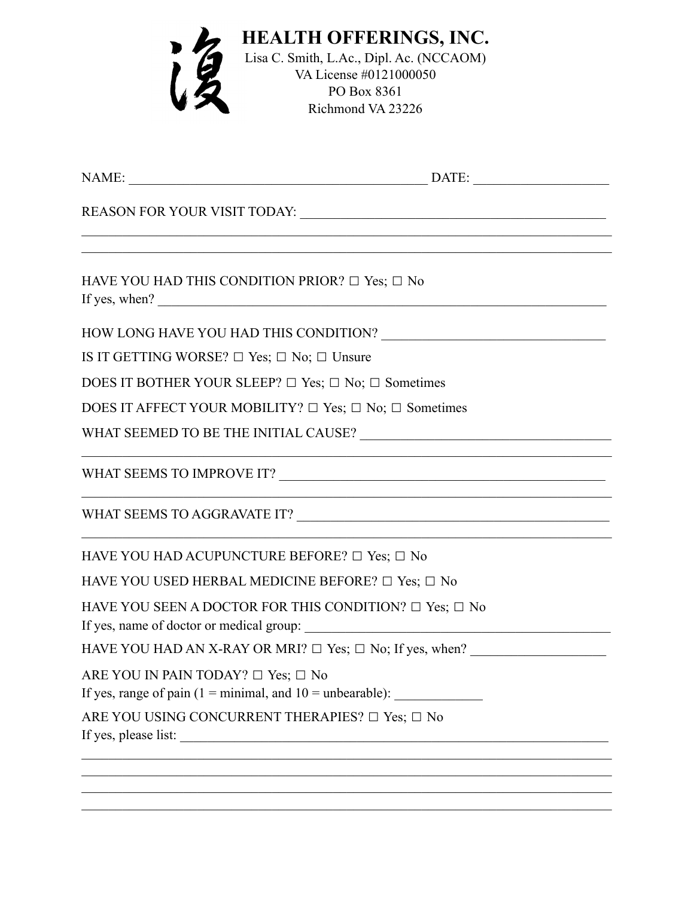復

# HEALTH OFFERINGS, INC.

Lisa C. Smith, L.Ac., Dipl. Ac. (NCCAOM)
VA License #0121000050
PO Box 8361
Richmond VA 23226

NAME: ____________________________________________ DATE: ___________________

REASON FOR YOUR VISIT TODAY: ______________________________________________
_____________________________________________________________________________
_____________________________________________________________________________

HAVE YOU HAD THIS CONDITION PRIOR? ☐ Yes; ☐ No
If yes, when? _________________________________________________________________

HOW LONG HAVE YOU HAD THIS CONDITION? ______________________________

IS IT GETTING WORSE? ☐ Yes; ☐ No; ☐ Unsure

DOES IT BOTHER YOUR SLEEP? ☐ Yes; ☐ No; ☐ Sometimes

DOES IT AFFECT YOUR MOBILITY? ☐ Yes; ☐ No; ☐ Sometimes

WHAT SEEMED TO BE THE INITIAL CAUSE? _________________________________
_____________________________________________________________________________

WHAT SEEMS TO IMPROVE IT? _____________________________________________
_____________________________________________________________________________

WHAT SEEMS TO AGGRAVATE IT? ___________________________________________
_____________________________________________________________________________

HAVE YOU HAD ACUPUNCTURE BEFORE? ☐ Yes; ☐ No

HAVE YOU USED HERBAL MEDICINE BEFORE? ☐ Yes; ☐ No

HAVE YOU SEEN A DOCTOR FOR THIS CONDITION? ☐ Yes; ☐ No
If yes, name of doctor or medical group: ___________________________________________

HAVE YOU HAD AN X-RAY OR MRI? ☐ Yes; ☐ No; If yes, when? ___________________

ARE YOU IN PAIN TODAY? ☐ Yes; ☐ No
If yes, range of pain (1 = minimal, and 10 = unbearable): ____________

ARE YOU USING CONCURRENT THERAPIES? ☐ Yes; ☐ No
If yes, please list: ______________________________________________________________
_____________________________________________________________________________
_____________________________________________________________________________
_____________________________________________________________________________
_____________________________________________________________________________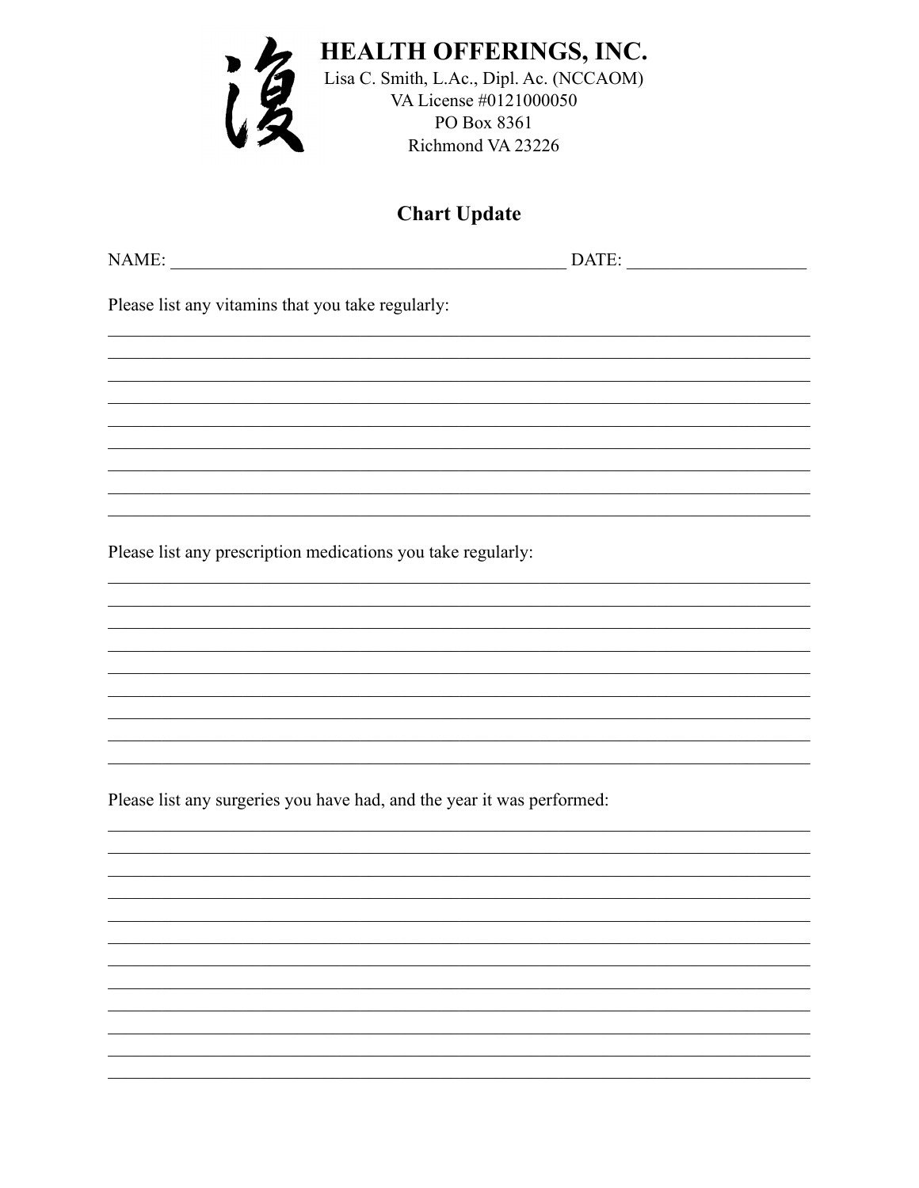# HEALTH OFFERINGS, INC.

Lisa C. Smith, L.Ac., Dipl. Ac. (NCCAOM)
VA License #0121000050
PO Box 8361
Richmond VA 23226

## Chart Update

NAME: _____________________________________________ DATE: ____________________

Please list any vitamins that you take regularly:

_______________________________________________________________________________
_______________________________________________________________________________
_______________________________________________________________________________
_______________________________________________________________________________
_______________________________________________________________________________
_______________________________________________________________________________
_______________________________________________________________________________
_______________________________________________________________________________
_______________________________________________________________________________

Please list any prescription medications you take regularly:

_______________________________________________________________________________
_______________________________________________________________________________
_______________________________________________________________________________
_______________________________________________________________________________
_______________________________________________________________________________
_______________________________________________________________________________
_______________________________________________________________________________
_______________________________________________________________________________
_______________________________________________________________________________

Please list any surgeries you have had, and the year it was performed:

_______________________________________________________________________________
_______________________________________________________________________________
_______________________________________________________________________________
_______________________________________________________________________________
_______________________________________________________________________________
_______________________________________________________________________________
_______________________________________________________________________________
_______________________________________________________________________________
_______________________________________________________________________________
_______________________________________________________________________________
_______________________________________________________________________________
_______________________________________________________________________________